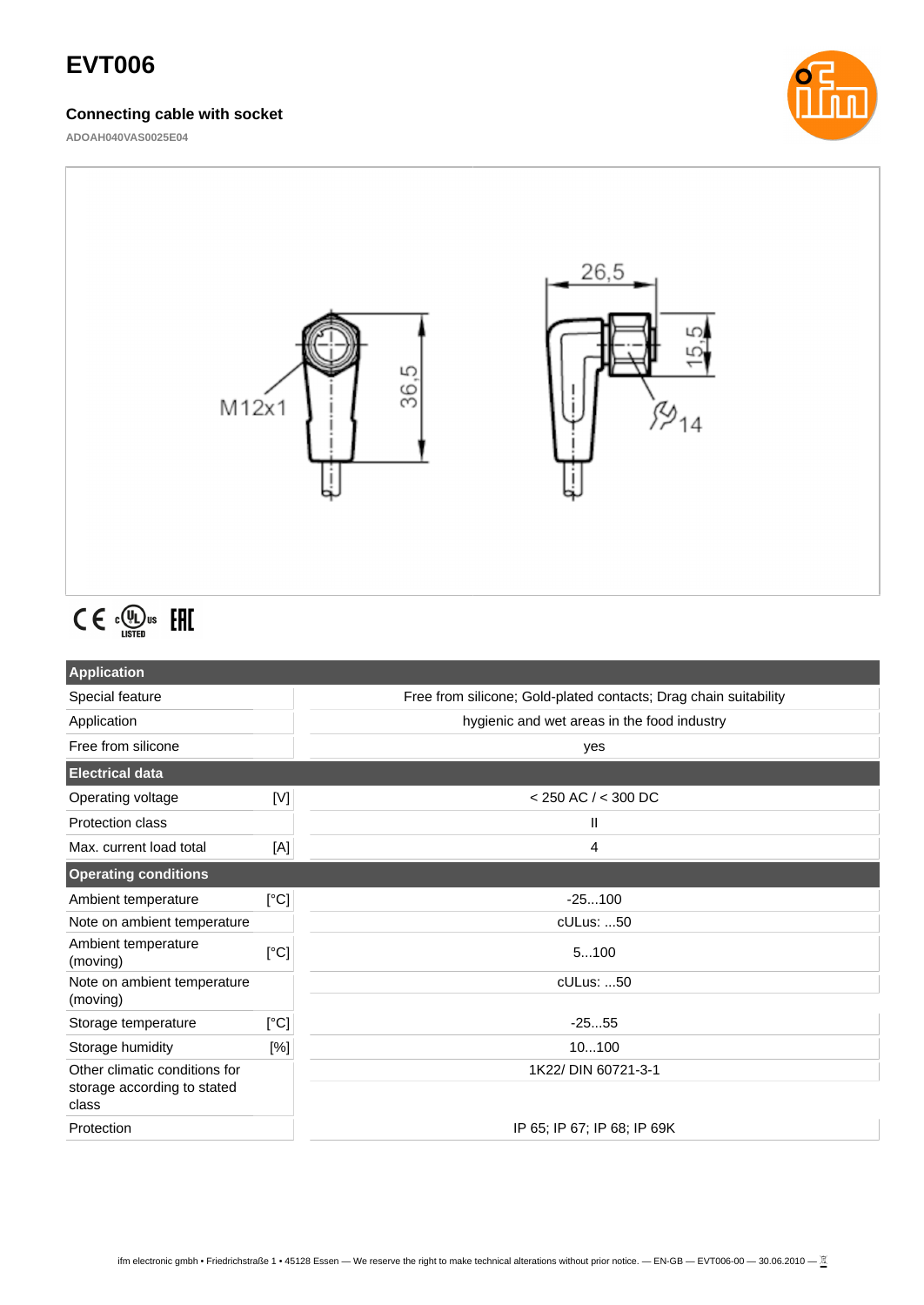# EVT006

### Connecting cable with socket

ADOAH040VAS0025E04

26,5

15,5

M12x1

36,5

14

| | | |
|---|---|---|
| **Application** | | |
| Special feature | | Free from silicone; Gold-plated contacts; Drag chain suitability |
| Application | | hygienic and wet areas in the food industry |
| Free from silicone | | yes |
| **Electrical data** | | |
| Operating voltage | [V] | < 250 AC / < 300 DC |
| Protection class | | II |
| Max. current load total | [A] | 4 |
| **Operating conditions** | | |
| Ambient temperature | [°C] | -25...100 |
| Note on ambient temperature | | cULus: ...50 |
| Ambient temperature (moving) | [°C] | 5...100 |
| Note on ambient temperature (moving) | | cULus: ...50 |
| Storage temperature | [°C] | -25...55 |
| Storage humidity | [%] | 10...100 |
| Other climatic conditions for storage according to stated class | | 1K22/ DIN 60721-3-1 |
| Protection | | IP 65; IP 67; IP 68; IP 69K |

ifm electronic gmbh • Friedrichstraße 1 • 45128 Essen — We reserve the right to make technical alterations without prior notice. — EN-GB — EVT006-00 — 30.06.2010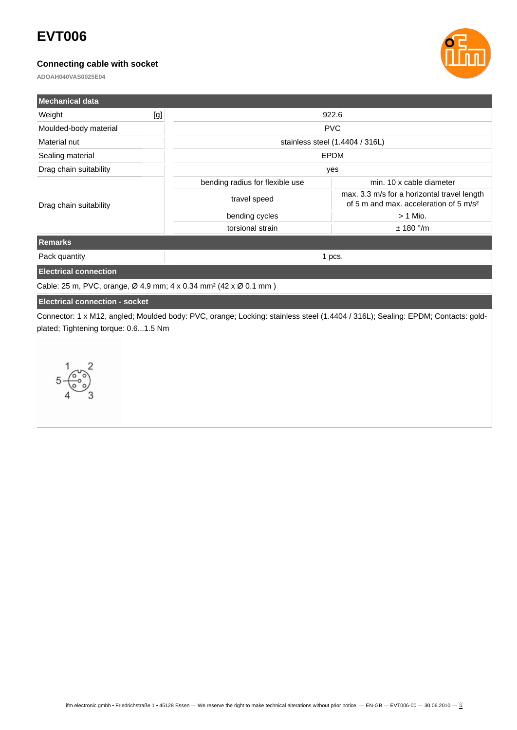# EVT006

### Connecting cable with socket

**ADOAH040VAS0025E04**

| Mechanical data | | |
|---|---|---|
| Weight [g] | 922.6 | |
| Moulded-body material | PVC | |
| Material nut | stainless steel (1.4404 / 316L) | |
| Sealing material | EPDM | |
| Drag chain suitability | yes | |
| Drag chain suitability | bending radius for flexible use | min. 10 x cable diameter |
| | travel speed | max. 3.3 m/s for a horizontal travel length of 5 m and max. acceleration of 5 m/s² |
| | bending cycles | > 1 Mio. |
| | torsional strain | ± 180 °/m |

| Remarks | |
|---|---|
| Pack quantity | 1 pcs. |

**Electrical connection**

Cable: 25 m, PVC, orange, Ø 4.9 mm; 4 x 0.34 mm² (42 x Ø 0.1 mm )

**Electrical connection - socket**

Connector: 1 x M12, angled; Moulded body: PVC, orange; Locking: stainless steel (1.4404 / 316L); Sealing: EPDM; Contacts: gold-plated; Tightening torque: 0.6...1.5 Nm

1 2
5
4 3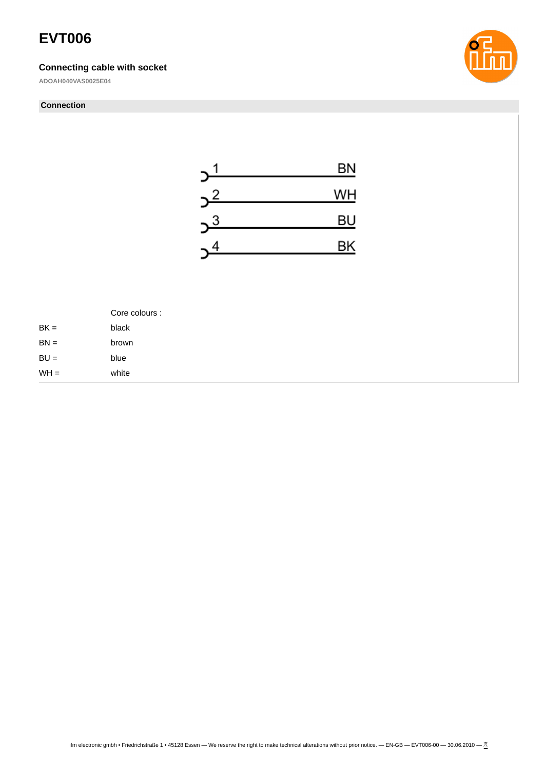# EVT006

### Connecting cable with socket

ADOAH040VAS0025E04

## Connection

1 BN

2 WH

3 BU

4 BK

| | Core colours : |
|---|---|
| BK = | black |
| BN = | brown |
| BU = | blue |
| WH = | white |

ifm electronic gmbh • Friedrichstraße 1 • 45128 Essen — We reserve the right to make technical alterations without prior notice. — EN-GB — EVT006-00 — 30.06.2010